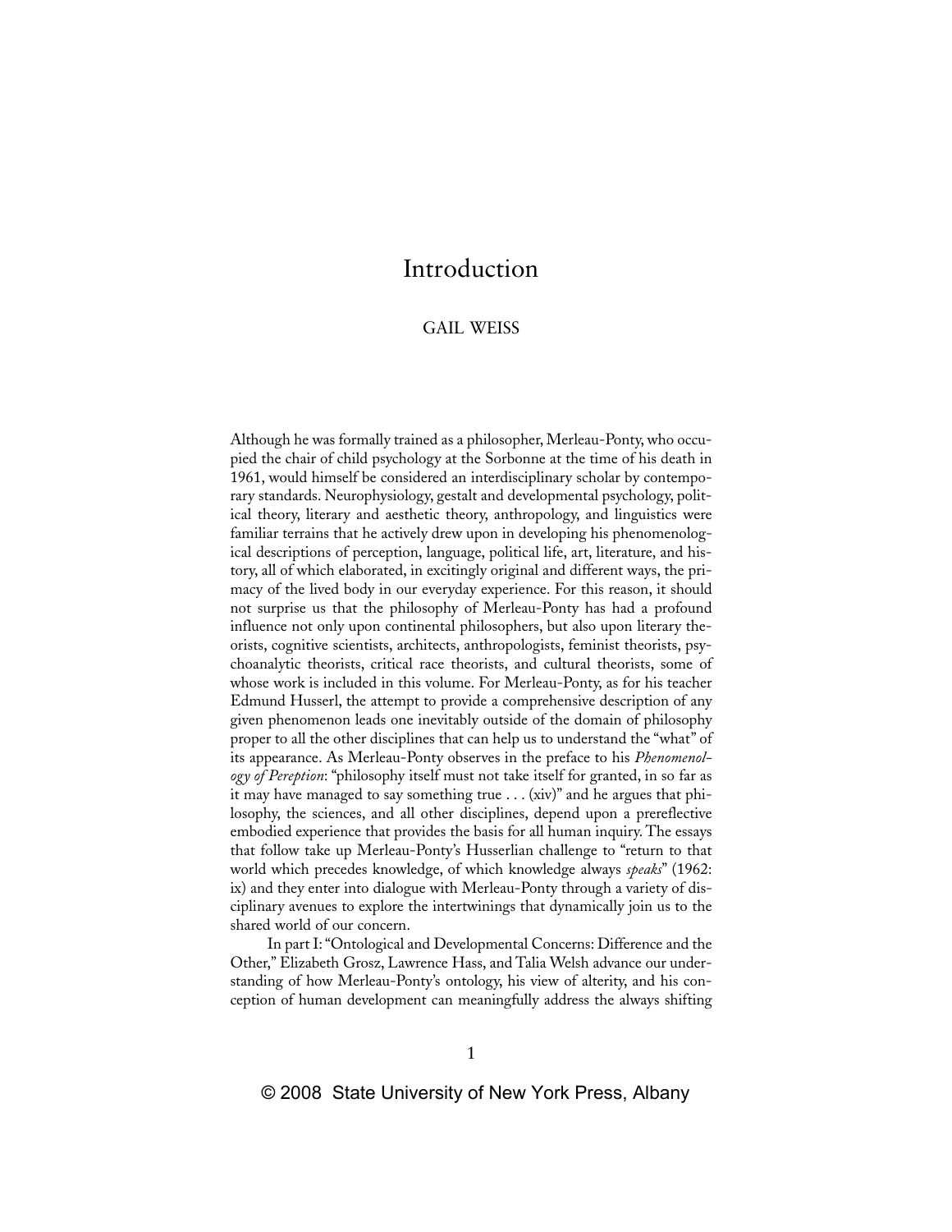# Introduction

GAIL WEISS

Although he was formally trained as a philosopher, Merleau-Ponty, who occupied the chair of child psychology at the Sorbonne at the time of his death in 1961, would himself be considered an interdisciplinary scholar by contemporary standards. Neurophysiology, gestalt and developmental psychology, political theory, literary and aesthetic theory, anthropology, and linguistics were familiar terrains that he actively drew upon in developing his phenomenological descriptions of perception, language, political life, art, literature, and history, all of which elaborated, in excitingly original and different ways, the primacy of the lived body in our everyday experience. For this reason, it should not surprise us that the philosophy of Merleau-Ponty has had a profound influence not only upon continental philosophers, but also upon literary theorists, cognitive scientists, architects, anthropologists, feminist theorists, psychoanalytic theorists, critical race theorists, and cultural theorists, some of whose work is included in this volume. For Merleau-Ponty, as for his teacher Edmund Husserl, the attempt to provide a comprehensive description of any given phenomenon leads one inevitably outside of the domain of philosophy proper to all the other disciplines that can help us to understand the "what" of its appearance. As Merleau-Ponty observes in the preface to his *Phenomenology of Pereption*: "philosophy itself must not take itself for granted, in so far as it may have managed to say something true . . . (xiv)" and he argues that philosophy, the sciences, and all other disciplines, depend upon a prereflective embodied experience that provides the basis for all human inquiry. The essays that follow take up Merleau-Ponty's Husserlian challenge to "return to that world which precedes knowledge, of which knowledge always *speaks*" (1962: ix) and they enter into dialogue with Merleau-Ponty through a variety of disciplinary avenues to explore the intertwinings that dynamically join us to the shared world of our concern.

In part I: "Ontological and Developmental Concerns: Difference and the Other," Elizabeth Grosz, Lawrence Hass, and Talia Welsh advance our understanding of how Merleau-Ponty's ontology, his view of alterity, and his conception of human development can meaningfully address the always shifting

© 2008 State University of New York Press, Albany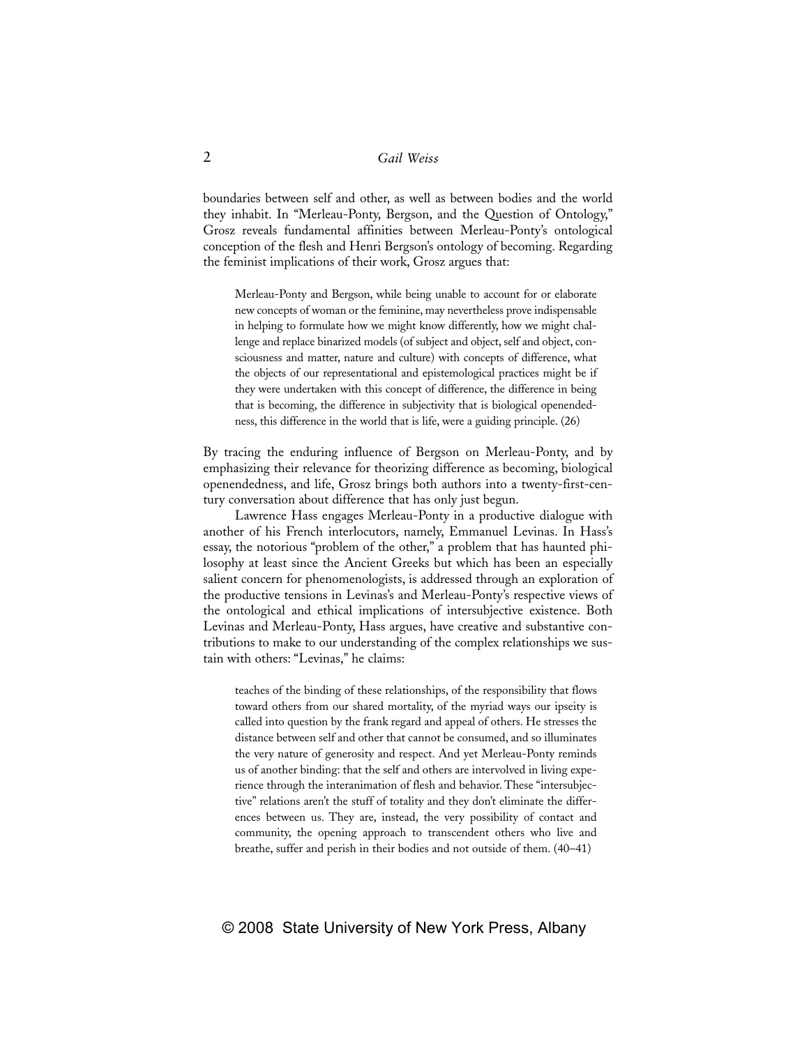boundaries between self and other, as well as between bodies and the world they inhabit. In "Merleau-Ponty, Bergson, and the Question of Ontology," Grosz reveals fundamental affinities between Merleau-Ponty's ontological conception of the flesh and Henri Bergson's ontology of becoming. Regarding the feminist implications of their work, Grosz argues that:

> Merleau-Ponty and Bergson, while being unable to account for or elaborate new concepts of woman or the feminine, may nevertheless prove indispensable in helping to formulate how we might know differently, how we might challenge and replace binarized models (of subject and object, self and object, consciousness and matter, nature and culture) with concepts of difference, what the objects of our representational and epistemological practices might be if they were undertaken with this concept of difference, the difference in being that is becoming, the difference in subjectivity that is biological openendedness, this difference in the world that is life, were a guiding principle. (26)

By tracing the enduring influence of Bergson on Merleau-Ponty, and by emphasizing their relevance for theorizing difference as becoming, biological openendedness, and life, Grosz brings both authors into a twenty-first-century conversation about difference that has only just begun.

Lawrence Hass engages Merleau-Ponty in a productive dialogue with another of his French interlocutors, namely, Emmanuel Levinas. In Hass's essay, the notorious "problem of the other," a problem that has haunted philosophy at least since the Ancient Greeks but which has been an especially salient concern for phenomenologists, is addressed through an exploration of the productive tensions in Levinas's and Merleau-Ponty's respective views of the ontological and ethical implications of intersubjective existence. Both Levinas and Merleau-Ponty, Hass argues, have creative and substantive contributions to make to our understanding of the complex relationships we sustain with others: "Levinas," he claims:

> teaches of the binding of these relationships, of the responsibility that flows toward others from our shared mortality, of the myriad ways our ipseity is called into question by the frank regard and appeal of others. He stresses the distance between self and other that cannot be consumed, and so illuminates the very nature of generosity and respect. And yet Merleau-Ponty reminds us of another binding: that the self and others are intervolved in living experience through the interanimation of flesh and behavior. These "intersubjective" relations aren't the stuff of totality and they don't eliminate the differences between us. They are, instead, the very possibility of contact and community, the opening approach to transcendent others who live and breathe, suffer and perish in their bodies and not outside of them. (40–41)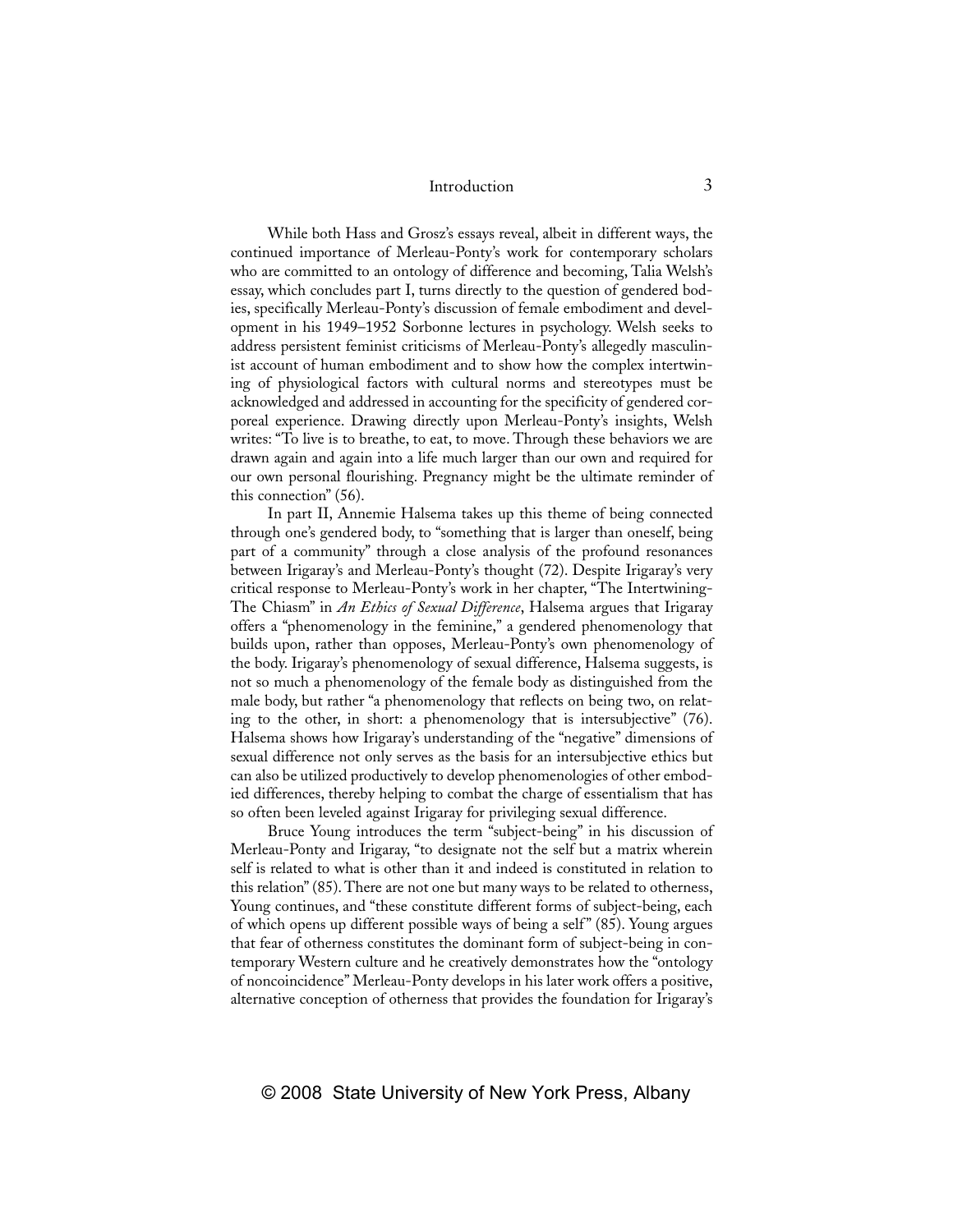While both Hass and Grosz's essays reveal, albeit in different ways, the continued importance of Merleau-Ponty's work for contemporary scholars who are committed to an ontology of difference and becoming, Talia Welsh's essay, which concludes part I, turns directly to the question of gendered bodies, specifically Merleau-Ponty's discussion of female embodiment and development in his 1949–1952 Sorbonne lectures in psychology. Welsh seeks to address persistent feminist criticisms of Merleau-Ponty's allegedly masculinist account of human embodiment and to show how the complex intertwining of physiological factors with cultural norms and stereotypes must be acknowledged and addressed in accounting for the specificity of gendered corporeal experience. Drawing directly upon Merleau-Ponty's insights, Welsh writes: "To live is to breathe, to eat, to move. Through these behaviors we are drawn again and again into a life much larger than our own and required for our own personal flourishing. Pregnancy might be the ultimate reminder of this connection" (56).

In part II, Annemie Halsema takes up this theme of being connected through one's gendered body, to "something that is larger than oneself, being part of a community" through a close analysis of the profound resonances between Irigaray's and Merleau-Ponty's thought (72). Despite Irigaray's very critical response to Merleau-Ponty's work in her chapter, "The Intertwining-The Chiasm" in *An Ethics of Sexual Difference*, Halsema argues that Irigaray offers a "phenomenology in the feminine," a gendered phenomenology that builds upon, rather than opposes, Merleau-Ponty's own phenomenology of the body. Irigaray's phenomenology of sexual difference, Halsema suggests, is not so much a phenomenology of the female body as distinguished from the male body, but rather "a phenomenology that reflects on being two, on relating to the other, in short: a phenomenology that is intersubjective" (76). Halsema shows how Irigaray's understanding of the "negative" dimensions of sexual difference not only serves as the basis for an intersubjective ethics but can also be utilized productively to develop phenomenologies of other embodied differences, thereby helping to combat the charge of essentialism that has so often been leveled against Irigaray for privileging sexual difference.

Bruce Young introduces the term "subject-being" in his discussion of Merleau-Ponty and Irigaray, "to designate not the self but a matrix wherein self is related to what is other than it and indeed is constituted in relation to this relation" (85). There are not one but many ways to be related to otherness, Young continues, and "these constitute different forms of subject-being, each of which opens up different possible ways of being a self" (85). Young argues that fear of otherness constitutes the dominant form of subject-being in contemporary Western culture and he creatively demonstrates how the "ontology of noncoincidence" Merleau-Ponty develops in his later work offers a positive, alternative conception of otherness that provides the foundation for Irigaray's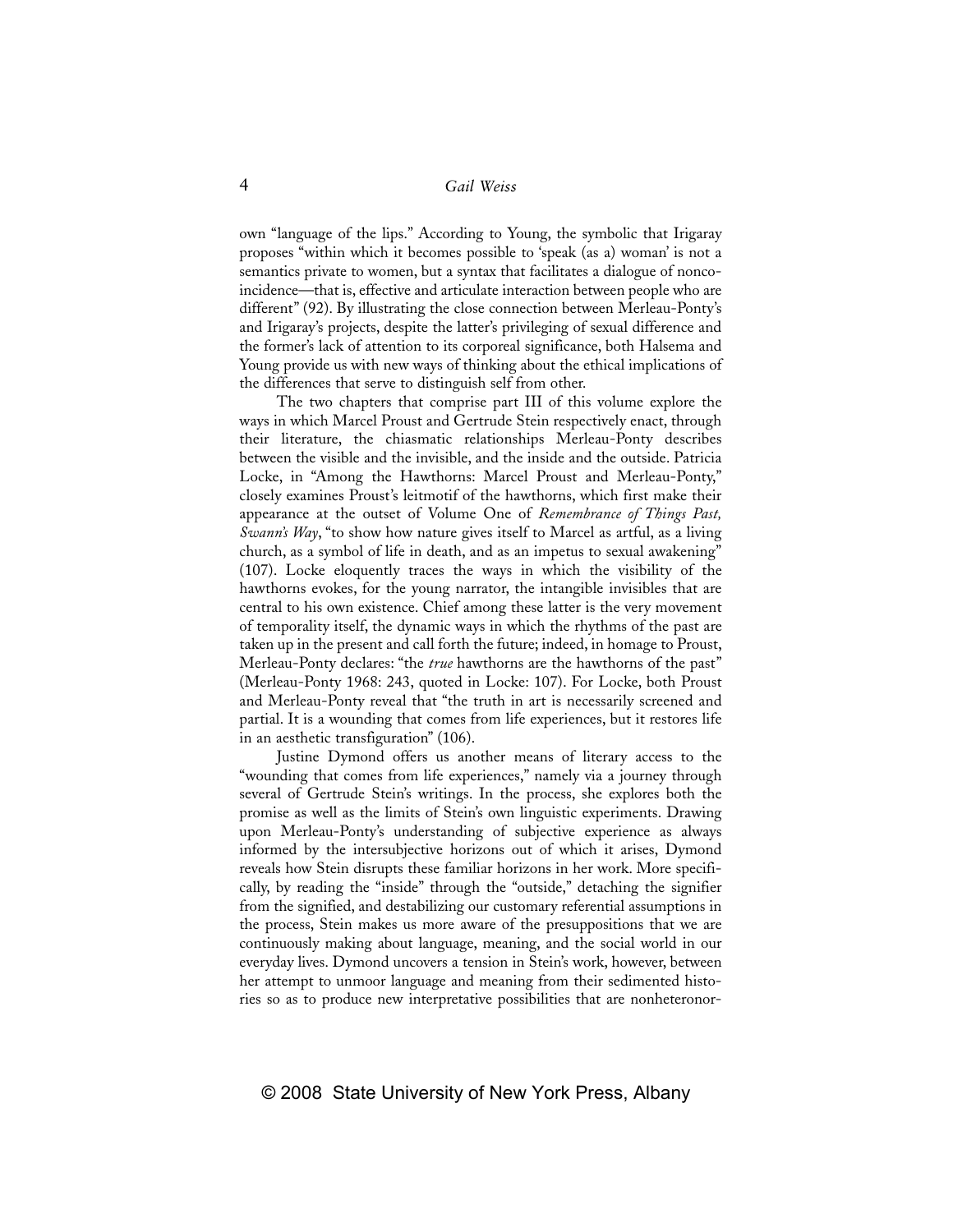own "language of the lips." According to Young, the symbolic that Irigaray proposes "within which it becomes possible to 'speak (as a) woman' is not a semantics private to women, but a syntax that facilitates a dialogue of noncoincidence—that is, effective and articulate interaction between people who are different" (92). By illustrating the close connection between Merleau-Ponty's and Irigaray's projects, despite the latter's privileging of sexual difference and the former's lack of attention to its corporeal significance, both Halsema and Young provide us with new ways of thinking about the ethical implications of the differences that serve to distinguish self from other.

The two chapters that comprise part III of this volume explore the ways in which Marcel Proust and Gertrude Stein respectively enact, through their literature, the chiasmatic relationships Merleau-Ponty describes between the visible and the invisible, and the inside and the outside. Patricia Locke, in "Among the Hawthorns: Marcel Proust and Merleau-Ponty," closely examines Proust's leitmotif of the hawthorns, which first make their appearance at the outset of Volume One of *Remembrance of Things Past, Swann's Way*, "to show how nature gives itself to Marcel as artful, as a living church, as a symbol of life in death, and as an impetus to sexual awakening" (107). Locke eloquently traces the ways in which the visibility of the hawthorns evokes, for the young narrator, the intangible invisibles that are central to his own existence. Chief among these latter is the very movement of temporality itself, the dynamic ways in which the rhythms of the past are taken up in the present and call forth the future; indeed, in homage to Proust, Merleau-Ponty declares: "the *true* hawthorns are the hawthorns of the past" (Merleau-Ponty 1968: 243, quoted in Locke: 107). For Locke, both Proust and Merleau-Ponty reveal that "the truth in art is necessarily screened and partial. It is a wounding that comes from life experiences, but it restores life in an aesthetic transfiguration" (106).

Justine Dymond offers us another means of literary access to the "wounding that comes from life experiences," namely via a journey through several of Gertrude Stein's writings. In the process, she explores both the promise as well as the limits of Stein's own linguistic experiments. Drawing upon Merleau-Ponty's understanding of subjective experience as always informed by the intersubjective horizons out of which it arises, Dymond reveals how Stein disrupts these familiar horizons in her work. More specifically, by reading the "inside" through the "outside," detaching the signifier from the signified, and destabilizing our customary referential assumptions in the process, Stein makes us more aware of the presuppositions that we are continuously making about language, meaning, and the social world in our everyday lives. Dymond uncovers a tension in Stein's work, however, between her attempt to unmoor language and meaning from their sedimented histories so as to produce new interpretative possibilities that are nonheteronor-

© 2008 State University of New York Press, Albany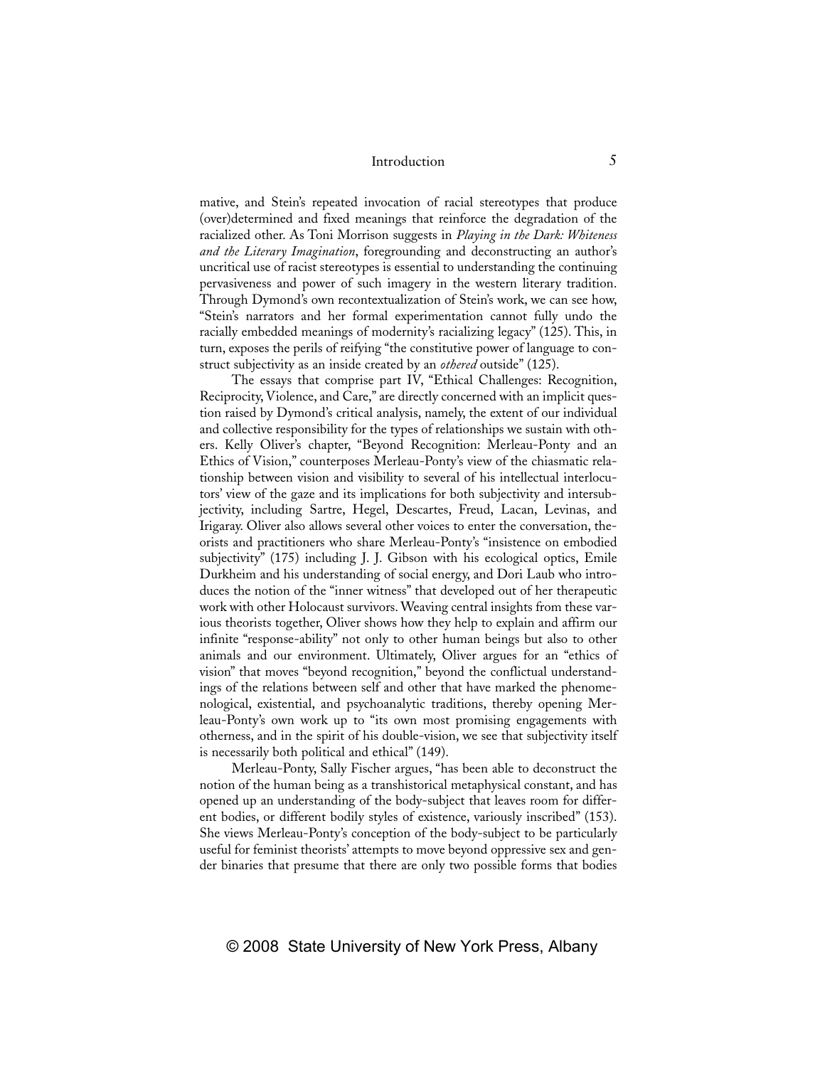mative, and Stein's repeated invocation of racial stereotypes that produce (over)determined and fixed meanings that reinforce the degradation of the racialized other. As Toni Morrison suggests in *Playing in the Dark: Whiteness and the Literary Imagination*, foregrounding and deconstructing an author's uncritical use of racist stereotypes is essential to understanding the continuing pervasiveness and power of such imagery in the western literary tradition. Through Dymond's own recontextualization of Stein's work, we can see how, "Stein's narrators and her formal experimentation cannot fully undo the racially embedded meanings of modernity's racializing legacy" (125). This, in turn, exposes the perils of reifying "the constitutive power of language to construct subjectivity as an inside created by an *othered* outside" (125).

The essays that comprise part IV, "Ethical Challenges: Recognition, Reciprocity, Violence, and Care," are directly concerned with an implicit question raised by Dymond's critical analysis, namely, the extent of our individual and collective responsibility for the types of relationships we sustain with others. Kelly Oliver's chapter, "Beyond Recognition: Merleau-Ponty and an Ethics of Vision," counterposes Merleau-Ponty's view of the chiasmatic relationship between vision and visibility to several of his intellectual interlocutors' view of the gaze and its implications for both subjectivity and intersubjectivity, including Sartre, Hegel, Descartes, Freud, Lacan, Levinas, and Irigaray. Oliver also allows several other voices to enter the conversation, theorists and practitioners who share Merleau-Ponty's "insistence on embodied subjectivity" (175) including J. J. Gibson with his ecological optics, Emile Durkheim and his understanding of social energy, and Dori Laub who introduces the notion of the "inner witness" that developed out of her therapeutic work with other Holocaust survivors. Weaving central insights from these various theorists together, Oliver shows how they help to explain and affirm our infinite "response-ability" not only to other human beings but also to other animals and our environment. Ultimately, Oliver argues for an "ethics of vision" that moves "beyond recognition," beyond the conflictual understandings of the relations between self and other that have marked the phenomenological, existential, and psychoanalytic traditions, thereby opening Merleau-Ponty's own work up to "its own most promising engagements with otherness, and in the spirit of his double-vision, we see that subjectivity itself is necessarily both political and ethical" (149).

Merleau-Ponty, Sally Fischer argues, "has been able to deconstruct the notion of the human being as a transhistorical metaphysical constant, and has opened up an understanding of the body-subject that leaves room for different bodies, or different bodily styles of existence, variously inscribed" (153). She views Merleau-Ponty's conception of the body-subject to be particularly useful for feminist theorists' attempts to move beyond oppressive sex and gender binaries that presume that there are only two possible forms that bodies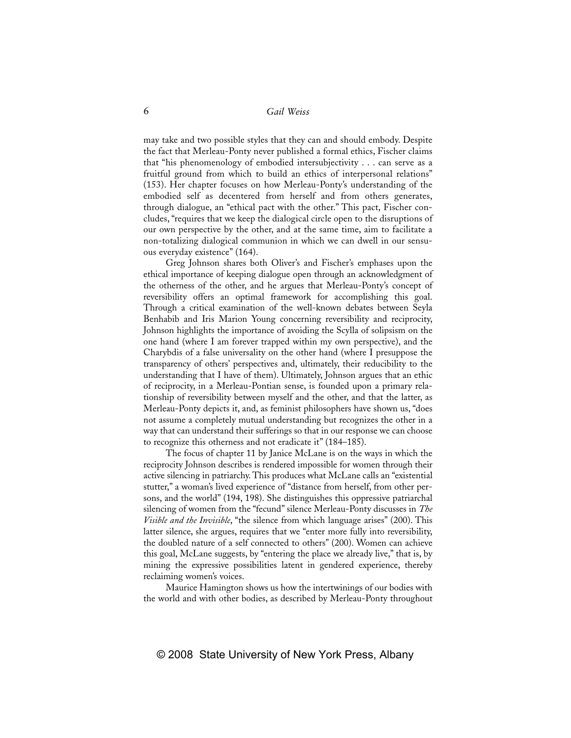may take and two possible styles that they can and should embody. Despite the fact that Merleau-Ponty never published a formal ethics, Fischer claims that "his phenomenology of embodied intersubjectivity . . . can serve as a fruitful ground from which to build an ethics of interpersonal relations" (153). Her chapter focuses on how Merleau-Ponty's understanding of the embodied self as decentered from herself and from others generates, through dialogue, an "ethical pact with the other." This pact, Fischer concludes, "requires that we keep the dialogical circle open to the disruptions of our own perspective by the other, and at the same time, aim to facilitate a non-totalizing dialogical communion in which we can dwell in our sensuous everyday existence" (164).

Greg Johnson shares both Oliver's and Fischer's emphases upon the ethical importance of keeping dialogue open through an acknowledgment of the otherness of the other, and he argues that Merleau-Ponty's concept of reversibility offers an optimal framework for accomplishing this goal. Through a critical examination of the well-known debates between Seyla Benhabib and Iris Marion Young concerning reversibility and reciprocity, Johnson highlights the importance of avoiding the Scylla of solipsism on the one hand (where I am forever trapped within my own perspective), and the Charybdis of a false universality on the other hand (where I presuppose the transparency of others' perspectives and, ultimately, their reducibility to the understanding that I have of them). Ultimately, Johnson argues that an ethic of reciprocity, in a Merleau-Pontian sense, is founded upon a primary relationship of reversibility between myself and the other, and that the latter, as Merleau-Ponty depicts it, and, as feminist philosophers have shown us, "does not assume a completely mutual understanding but recognizes the other in a way that can understand their sufferings so that in our response we can choose to recognize this otherness and not eradicate it" (184–185).

The focus of chapter 11 by Janice McLane is on the ways in which the reciprocity Johnson describes is rendered impossible for women through their active silencing in patriarchy. This produces what McLane calls an "existential stutter," a woman's lived experience of "distance from herself, from other persons, and the world" (194, 198). She distinguishes this oppressive patriarchal silencing of women from the "fecund" silence Merleau-Ponty discusses in *The Visible and the Invisible*, "the silence from which language arises" (200). This latter silence, she argues, requires that we "enter more fully into reversibility, the doubled nature of a self connected to others" (200). Women can achieve this goal, McLane suggests, by "entering the place we already live," that is, by mining the expressive possibilities latent in gendered experience, thereby reclaiming women's voices.

Maurice Hamington shows us how the intertwinings of our bodies with the world and with other bodies, as described by Merleau-Ponty throughout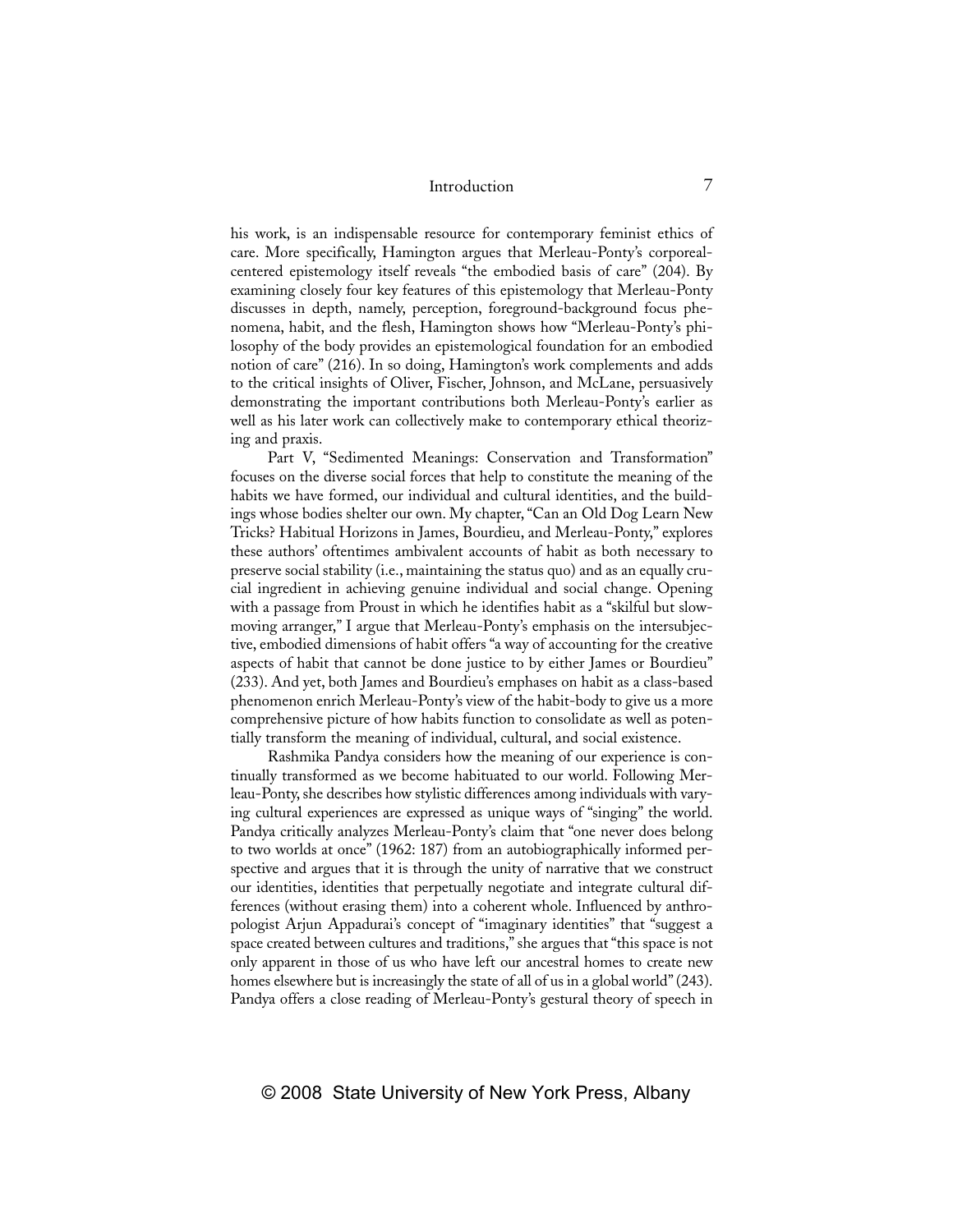his work, is an indispensable resource for contemporary feminist ethics of care. More specifically, Hamington argues that Merleau-Ponty's corporeal-centered epistemology itself reveals "the embodied basis of care" (204). By examining closely four key features of this epistemology that Merleau-Ponty discusses in depth, namely, perception, foreground-background focus phenomena, habit, and the flesh, Hamington shows how "Merleau-Ponty's philosophy of the body provides an epistemological foundation for an embodied notion of care" (216). In so doing, Hamington's work complements and adds to the critical insights of Oliver, Fischer, Johnson, and McLane, persuasively demonstrating the important contributions both Merleau-Ponty's earlier as well as his later work can collectively make to contemporary ethical theorizing and praxis.

Part V, "Sedimented Meanings: Conservation and Transformation" focuses on the diverse social forces that help to constitute the meaning of the habits we have formed, our individual and cultural identities, and the buildings whose bodies shelter our own. My chapter, "Can an Old Dog Learn New Tricks? Habitual Horizons in James, Bourdieu, and Merleau-Ponty," explores these authors' oftentimes ambivalent accounts of habit as both necessary to preserve social stability (i.e., maintaining the status quo) and as an equally crucial ingredient in achieving genuine individual and social change. Opening with a passage from Proust in which he identifies habit as a "skilful but slow-moving arranger," I argue that Merleau-Ponty's emphasis on the intersubjective, embodied dimensions of habit offers "a way of accounting for the creative aspects of habit that cannot be done justice to by either James or Bourdieu" (233). And yet, both James and Bourdieu's emphases on habit as a class-based phenomenon enrich Merleau-Ponty's view of the habit-body to give us a more comprehensive picture of how habits function to consolidate as well as potentially transform the meaning of individual, cultural, and social existence.

Rashmika Pandya considers how the meaning of our experience is continually transformed as we become habituated to our world. Following Merleau-Ponty, she describes how stylistic differences among individuals with varying cultural experiences are expressed as unique ways of "singing" the world. Pandya critically analyzes Merleau-Ponty's claim that "one never does belong to two worlds at once" (1962: 187) from an autobiographically informed perspective and argues that it is through the unity of narrative that we construct our identities, identities that perpetually negotiate and integrate cultural differences (without erasing them) into a coherent whole. Influenced by anthropologist Arjun Appadurai's concept of "imaginary identities" that "suggest a space created between cultures and traditions," she argues that "this space is not only apparent in those of us who have left our ancestral homes to create new homes elsewhere but is increasingly the state of all of us in a global world" (243). Pandya offers a close reading of Merleau-Ponty's gestural theory of speech in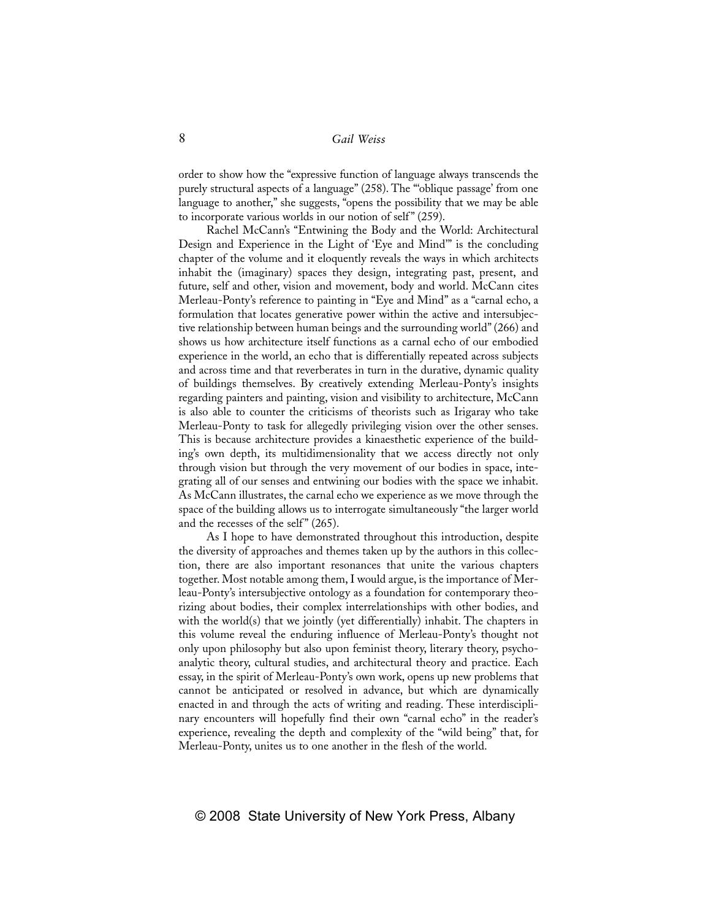order to show how the "expressive function of language always transcends the purely structural aspects of a language" (258). The "'oblique passage' from one language to another," she suggests, "opens the possibility that we may be able to incorporate various worlds in our notion of self" (259).

Rachel McCann's "Entwining the Body and the World: Architectural Design and Experience in the Light of 'Eye and Mind'" is the concluding chapter of the volume and it eloquently reveals the ways in which architects inhabit the (imaginary) spaces they design, integrating past, present, and future, self and other, vision and movement, body and world. McCann cites Merleau-Ponty's reference to painting in "Eye and Mind" as a "carnal echo, a formulation that locates generative power within the active and intersubjective relationship between human beings and the surrounding world" (266) and shows us how architecture itself functions as a carnal echo of our embodied experience in the world, an echo that is differentially repeated across subjects and across time and that reverberates in turn in the durative, dynamic quality of buildings themselves. By creatively extending Merleau-Ponty's insights regarding painters and painting, vision and visibility to architecture, McCann is also able to counter the criticisms of theorists such as Irigaray who take Merleau-Ponty to task for allegedly privileging vision over the other senses. This is because architecture provides a kinaesthetic experience of the building's own depth, its multidimensionality that we access directly not only through vision but through the very movement of our bodies in space, integrating all of our senses and entwining our bodies with the space we inhabit. As McCann illustrates, the carnal echo we experience as we move through the space of the building allows us to interrogate simultaneously "the larger world and the recesses of the self" (265).

As I hope to have demonstrated throughout this introduction, despite the diversity of approaches and themes taken up by the authors in this collection, there are also important resonances that unite the various chapters together. Most notable among them, I would argue, is the importance of Merleau-Ponty's intersubjective ontology as a foundation for contemporary theorizing about bodies, their complex interrelationships with other bodies, and with the world(s) that we jointly (yet differentially) inhabit. The chapters in this volume reveal the enduring influence of Merleau-Ponty's thought not only upon philosophy but also upon feminist theory, literary theory, psychoanalytic theory, cultural studies, and architectural theory and practice. Each essay, in the spirit of Merleau-Ponty's own work, opens up new problems that cannot be anticipated or resolved in advance, but which are dynamically enacted in and through the acts of writing and reading. These interdisciplinary encounters will hopefully find their own "carnal echo" in the reader's experience, revealing the depth and complexity of the "wild being" that, for Merleau-Ponty, unites us to one another in the flesh of the world.

© 2008 State University of New York Press, Albany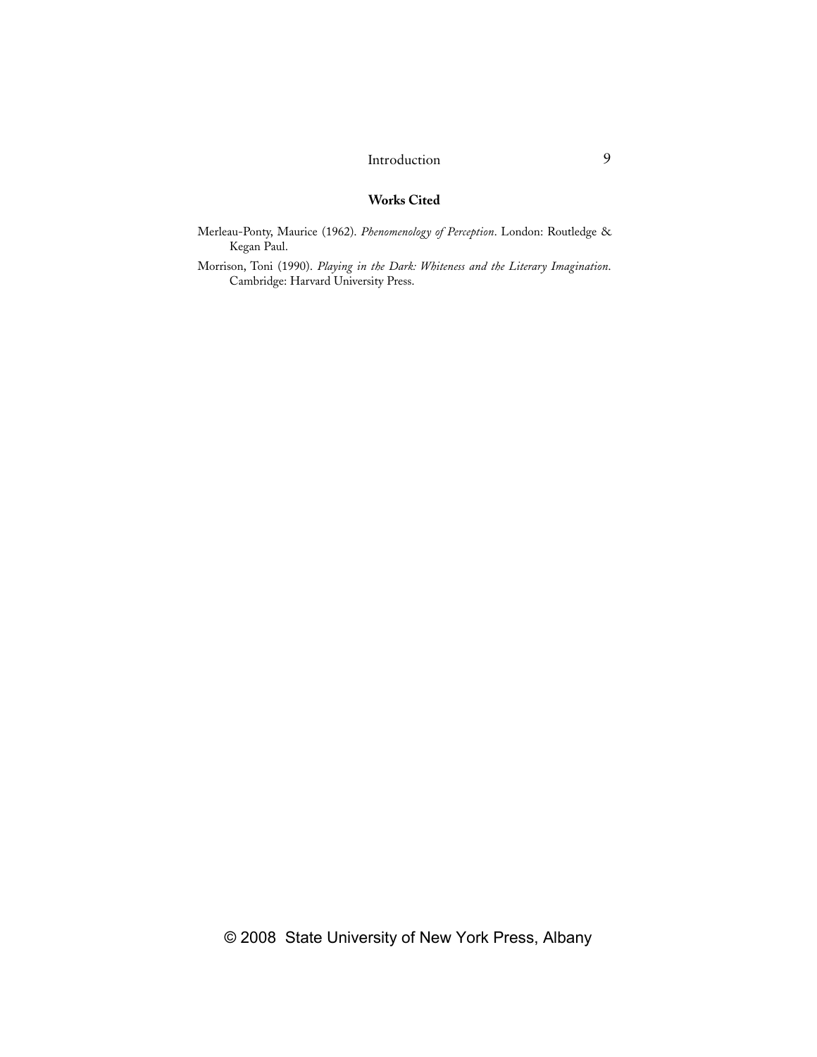## Works Cited

Merleau-Ponty, Maurice (1962). *Phenomenology of Perception*. London: Routledge & Kegan Paul.

Morrison, Toni (1990). *Playing in the Dark: Whiteness and the Literary Imagination*. Cambridge: Harvard University Press.

© 2008 State University of New York Press, Albany